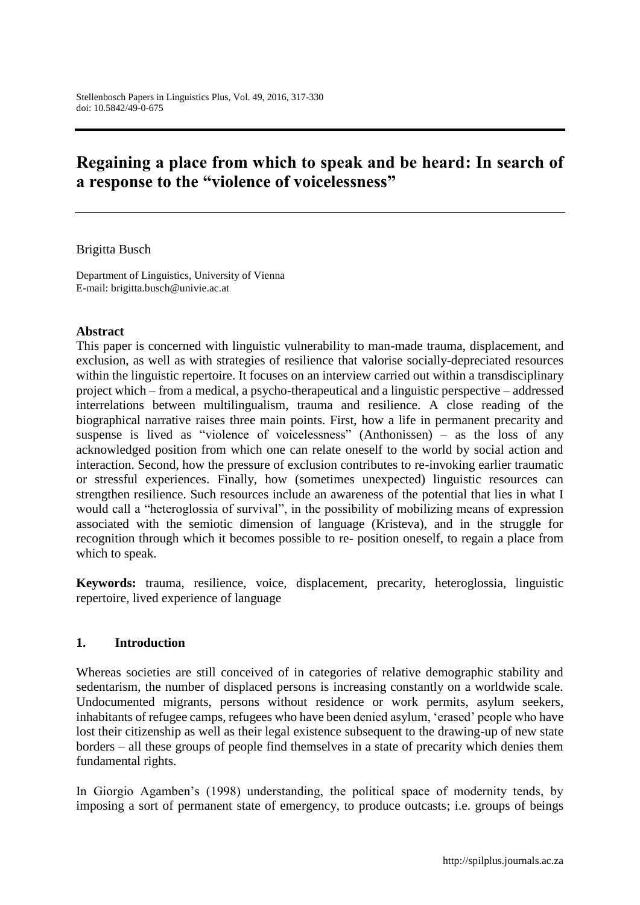# Regaining a place from which to speak and be heard: In search of a response to the "violence of voicelessness"

Brigitta Busch

Department of Linguistics, University of Vienna
E-mail: brigitta.busch@univie.ac.at

## Abstract

This paper is concerned with linguistic vulnerability to man-made trauma, displacement, and exclusion, as well as with strategies of resilience that valorise socially-depreciated resources within the linguistic repertoire. It focuses on an interview carried out within a transdisciplinary project which – from a medical, a psycho-therapeutical and a linguistic perspective – addressed interrelations between multilingualism, trauma and resilience. A close reading of the biographical narrative raises three main points. First, how a life in permanent precarity and suspense is lived as "violence of voicelessness" (Anthonissen) – as the loss of any acknowledged position from which one can relate oneself to the world by social action and interaction. Second, how the pressure of exclusion contributes to re-invoking earlier traumatic or stressful experiences. Finally, how (sometimes unexpected) linguistic resources can strengthen resilience. Such resources include an awareness of the potential that lies in what I would call a "heteroglossia of survival", in the possibility of mobilizing means of expression associated with the semiotic dimension of language (Kristeva), and in the struggle for recognition through which it becomes possible to re- position oneself, to regain a place from which to speak.

**Keywords:** trauma, resilience, voice, displacement, precarity, heteroglossia, linguistic repertoire, lived experience of language

## 1. Introduction

Whereas societies are still conceived of in categories of relative demographic stability and sedentarism, the number of displaced persons is increasing constantly on a worldwide scale. Undocumented migrants, persons without residence or work permits, asylum seekers, inhabitants of refugee camps, refugees who have been denied asylum, 'erased' people who have lost their citizenship as well as their legal existence subsequent to the drawing-up of new state borders – all these groups of people find themselves in a state of precarity which denies them fundamental rights.

In Giorgio Agamben's (1998) understanding, the political space of modernity tends, by imposing a sort of permanent state of emergency, to produce outcasts; i.e. groups of beings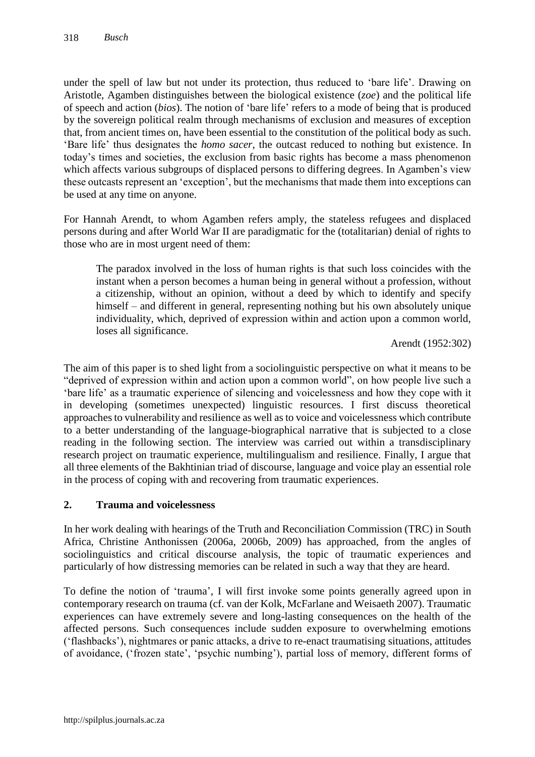under the spell of law but not under its protection, thus reduced to 'bare life'. Drawing on Aristotle, Agamben distinguishes between the biological existence (*zoe*) and the political life of speech and action (*bios*). The notion of 'bare life' refers to a mode of being that is produced by the sovereign political realm through mechanisms of exclusion and measures of exception that, from ancient times on, have been essential to the constitution of the political body as such. 'Bare life' thus designates the *homo sacer*, the outcast reduced to nothing but existence. In today's times and societies, the exclusion from basic rights has become a mass phenomenon which affects various subgroups of displaced persons to differing degrees. In Agamben's view these outcasts represent an 'exception', but the mechanisms that made them into exceptions can be used at any time on anyone.

For Hannah Arendt, to whom Agamben refers amply, the stateless refugees and displaced persons during and after World War II are paradigmatic for the (totalitarian) denial of rights to those who are in most urgent need of them:

> The paradox involved in the loss of human rights is that such loss coincides with the instant when a person becomes a human being in general without a profession, without a citizenship, without an opinion, without a deed by which to identify and specify himself – and different in general, representing nothing but his own absolutely unique individuality, which, deprived of expression within and action upon a common world, loses all significance.
>
> Arendt (1952:302)

The aim of this paper is to shed light from a sociolinguistic perspective on what it means to be "deprived of expression within and action upon a common world", on how people live such a 'bare life' as a traumatic experience of silencing and voicelessness and how they cope with it in developing (sometimes unexpected) linguistic resources. I first discuss theoretical approaches to vulnerability and resilience as well as to voice and voicelessness which contribute to a better understanding of the language-biographical narrative that is subjected to a close reading in the following section. The interview was carried out within a transdisciplinary research project on traumatic experience, multilingualism and resilience. Finally, I argue that all three elements of the Bakhtinian triad of discourse, language and voice play an essential role in the process of coping with and recovering from traumatic experiences.

## 2. Trauma and voicelessness

In her work dealing with hearings of the Truth and Reconciliation Commission (TRC) in South Africa, Christine Anthonissen (2006a, 2006b, 2009) has approached, from the angles of sociolinguistics and critical discourse analysis, the topic of traumatic experiences and particularly of how distressing memories can be related in such a way that they are heard.

To define the notion of 'trauma', I will first invoke some points generally agreed upon in contemporary research on trauma (cf. van der Kolk, McFarlane and Weisaeth 2007). Traumatic experiences can have extremely severe and long-lasting consequences on the health of the affected persons. Such consequences include sudden exposure to overwhelming emotions ('flashbacks'), nightmares or panic attacks, a drive to re-enact traumatising situations, attitudes of avoidance, ('frozen state', 'psychic numbing'), partial loss of memory, different forms of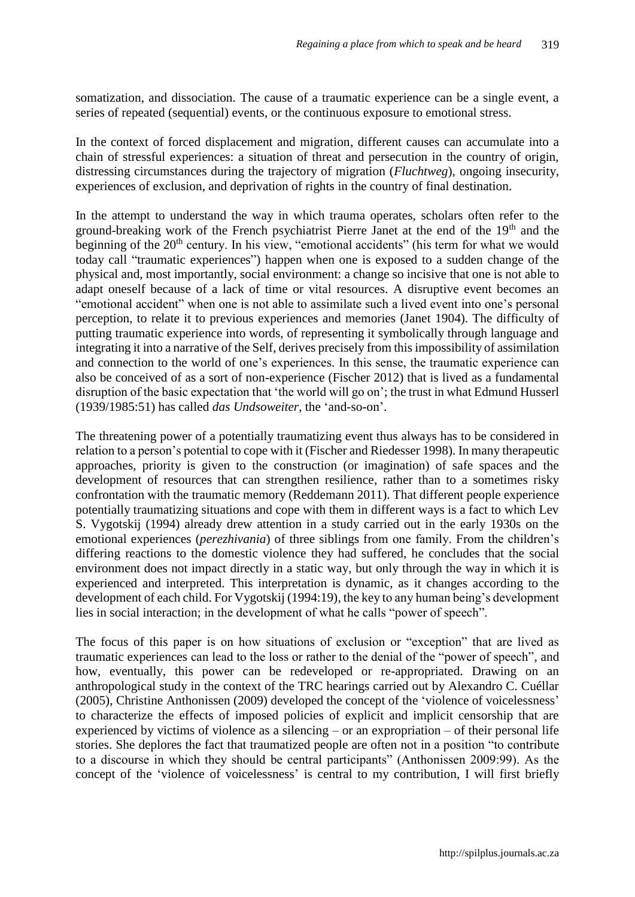somatization, and dissociation. The cause of a traumatic experience can be a single event, a series of repeated (sequential) events, or the continuous exposure to emotional stress.

In the context of forced displacement and migration, different causes can accumulate into a chain of stressful experiences: a situation of threat and persecution in the country of origin, distressing circumstances during the trajectory of migration (*Fluchtweg*), ongoing insecurity, experiences of exclusion, and deprivation of rights in the country of final destination.

In the attempt to understand the way in which trauma operates, scholars often refer to the ground-breaking work of the French psychiatrist Pierre Janet at the end of the 19th and the beginning of the 20th century. In his view, "emotional accidents" (his term for what we would today call "traumatic experiences") happen when one is exposed to a sudden change of the physical and, most importantly, social environment: a change so incisive that one is not able to adapt oneself because of a lack of time or vital resources. A disruptive event becomes an "emotional accident" when one is not able to assimilate such a lived event into one's personal perception, to relate it to previous experiences and memories (Janet 1904). The difficulty of putting traumatic experience into words, of representing it symbolically through language and integrating it into a narrative of the Self, derives precisely from this impossibility of assimilation and connection to the world of one's experiences. In this sense, the traumatic experience can also be conceived of as a sort of non-experience (Fischer 2012) that is lived as a fundamental disruption of the basic expectation that 'the world will go on'; the trust in what Edmund Husserl (1939/1985:51) has called *das Undsoweiter*, the 'and-so-on'.

The threatening power of a potentially traumatizing event thus always has to be considered in relation to a person's potential to cope with it (Fischer and Riedesser 1998). In many therapeutic approaches, priority is given to the construction (or imagination) of safe spaces and the development of resources that can strengthen resilience, rather than to a sometimes risky confrontation with the traumatic memory (Reddemann 2011). That different people experience potentially traumatizing situations and cope with them in different ways is a fact to which Lev S. Vygotskij (1994) already drew attention in a study carried out in the early 1930s on the emotional experiences (*perezhivania*) of three siblings from one family. From the children's differing reactions to the domestic violence they had suffered, he concludes that the social environment does not impact directly in a static way, but only through the way in which it is experienced and interpreted. This interpretation is dynamic, as it changes according to the development of each child. For Vygotskij (1994:19), the key to any human being's development lies in social interaction; in the development of what he calls "power of speech".

The focus of this paper is on how situations of exclusion or "exception" that are lived as traumatic experiences can lead to the loss or rather to the denial of the "power of speech", and how, eventually, this power can be redeveloped or re-appropriated. Drawing on an anthropological study in the context of the TRC hearings carried out by Alexandro C. Cuéllar (2005), Christine Anthonissen (2009) developed the concept of the 'violence of voicelessness' to characterize the effects of imposed policies of explicit and implicit censorship that are experienced by victims of violence as a silencing – or an expropriation – of their personal life stories. She deplores the fact that traumatized people are often not in a position "to contribute to a discourse in which they should be central participants" (Anthonissen 2009:99). As the concept of the 'violence of voicelessness' is central to my contribution, I will first briefly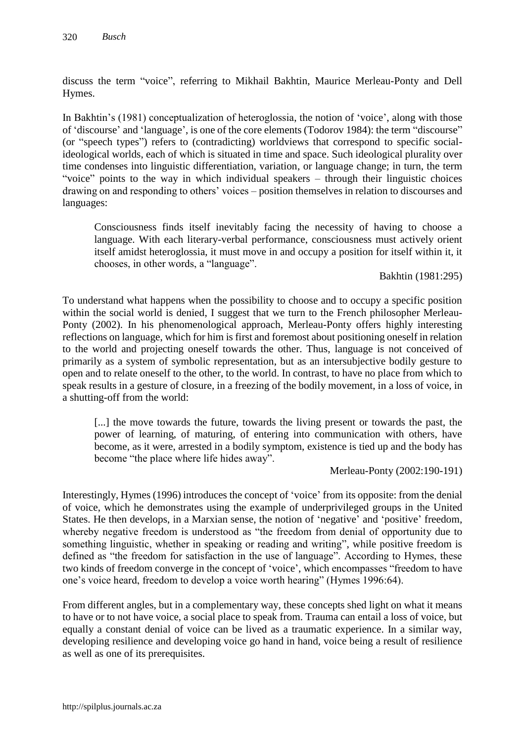discuss the term "voice", referring to Mikhail Bakhtin, Maurice Merleau-Ponty and Dell Hymes.

In Bakhtin's (1981) conceptualization of heteroglossia, the notion of 'voice', along with those of 'discourse' and 'language', is one of the core elements (Todorov 1984): the term "discourse" (or "speech types") refers to (contradicting) worldviews that correspond to specific social-ideological worlds, each of which is situated in time and space. Such ideological plurality over time condenses into linguistic differentiation, variation, or language change; in turn, the term "voice" points to the way in which individual speakers – through their linguistic choices drawing on and responding to others' voices – position themselves in relation to discourses and languages:

> Consciousness finds itself inevitably facing the necessity of having to choose a language. With each literary-verbal performance, consciousness must actively orient itself amidst heteroglossia, it must move in and occupy a position for itself within it, it chooses, in other words, a "language".
>
> Bakhtin (1981:295)

To understand what happens when the possibility to choose and to occupy a specific position within the social world is denied, I suggest that we turn to the French philosopher Merleau-Ponty (2002). In his phenomenological approach, Merleau-Ponty offers highly interesting reflections on language, which for him is first and foremost about positioning oneself in relation to the world and projecting oneself towards the other. Thus, language is not conceived of primarily as a system of symbolic representation, but as an intersubjective bodily gesture to open and to relate oneself to the other, to the world. In contrast, to have no place from which to speak results in a gesture of closure, in a freezing of the bodily movement, in a loss of voice, in a shutting-off from the world:

> [...] the move towards the future, towards the living present or towards the past, the power of learning, of maturing, of entering into communication with others, have become, as it were, arrested in a bodily symptom, existence is tied up and the body has become "the place where life hides away".
>
> Merleau-Ponty (2002:190-191)

Interestingly, Hymes (1996) introduces the concept of 'voice' from its opposite: from the denial of voice, which he demonstrates using the example of underprivileged groups in the United States. He then develops, in a Marxian sense, the notion of 'negative' and 'positive' freedom, whereby negative freedom is understood as "the freedom from denial of opportunity due to something linguistic, whether in speaking or reading and writing", while positive freedom is defined as "the freedom for satisfaction in the use of language". According to Hymes, these two kinds of freedom converge in the concept of 'voice', which encompasses "freedom to have one's voice heard, freedom to develop a voice worth hearing" (Hymes 1996:64).

From different angles, but in a complementary way, these concepts shed light on what it means to have or to not have voice, a social place to speak from. Trauma can entail a loss of voice, but equally a constant denial of voice can be lived as a traumatic experience. In a similar way, developing resilience and developing voice go hand in hand, voice being a result of resilience as well as one of its prerequisites.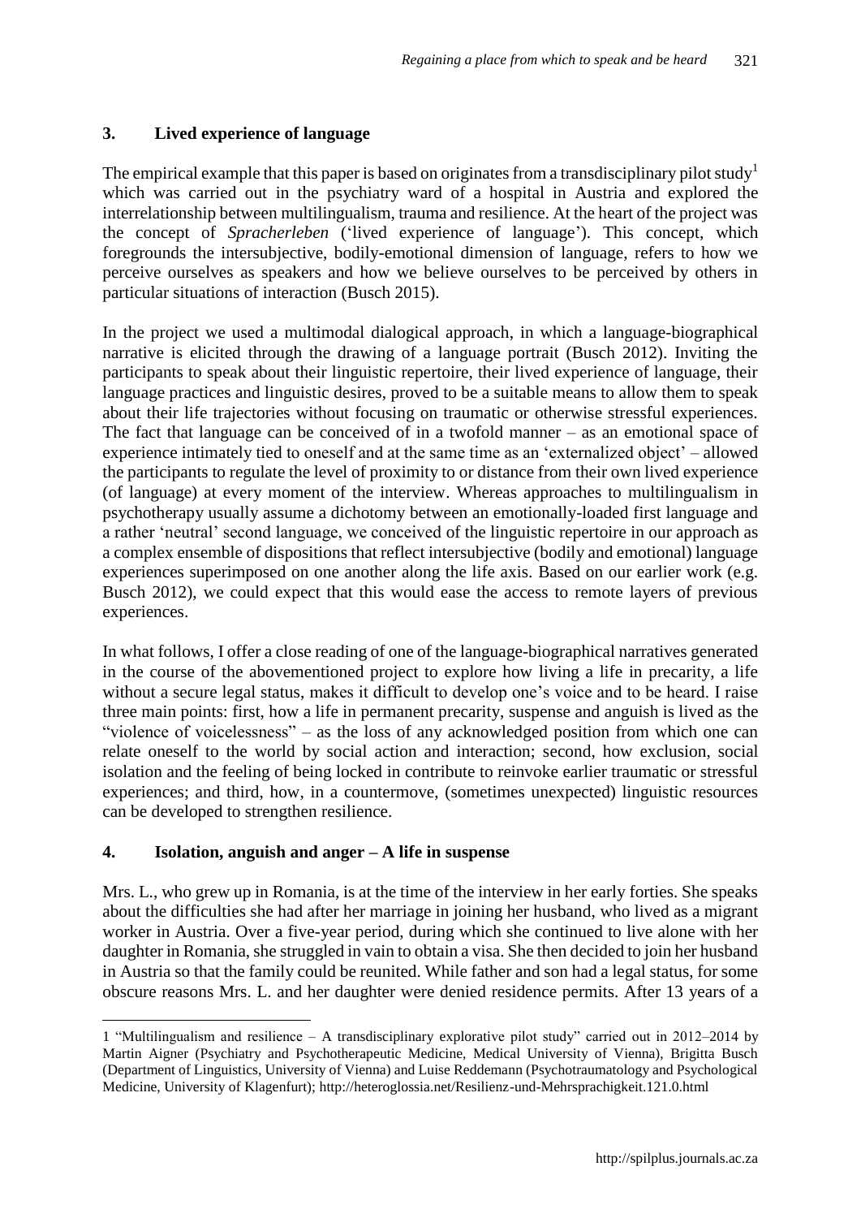## 3. Lived experience of language

The empirical example that this paper is based on originates from a transdisciplinary pilot study[1] which was carried out in the psychiatry ward of a hospital in Austria and explored the interrelationship between multilingualism, trauma and resilience. At the heart of the project was the concept of *Spracherleben* ('lived experience of language'). This concept, which foregrounds the intersubjective, bodily-emotional dimension of language, refers to how we perceive ourselves as speakers and how we believe ourselves to be perceived by others in particular situations of interaction (Busch 2015).

In the project we used a multimodal dialogical approach, in which a language-biographical narrative is elicited through the drawing of a language portrait (Busch 2012). Inviting the participants to speak about their linguistic repertoire, their lived experience of language, their language practices and linguistic desires, proved to be a suitable means to allow them to speak about their life trajectories without focusing on traumatic or otherwise stressful experiences. The fact that language can be conceived of in a twofold manner – as an emotional space of experience intimately tied to oneself and at the same time as an 'externalized object' – allowed the participants to regulate the level of proximity to or distance from their own lived experience (of language) at every moment of the interview. Whereas approaches to multilingualism in psychotherapy usually assume a dichotomy between an emotionally-loaded first language and a rather 'neutral' second language, we conceived of the linguistic repertoire in our approach as a complex ensemble of dispositions that reflect intersubjective (bodily and emotional) language experiences superimposed on one another along the life axis. Based on our earlier work (e.g. Busch 2012), we could expect that this would ease the access to remote layers of previous experiences.

In what follows, I offer a close reading of one of the language-biographical narratives generated in the course of the abovementioned project to explore how living a life in precarity, a life without a secure legal status, makes it difficult to develop one's voice and to be heard. I raise three main points: first, how a life in permanent precarity, suspense and anguish is lived as the "violence of voicelessness" – as the loss of any acknowledged position from which one can relate oneself to the world by social action and interaction; second, how exclusion, social isolation and the feeling of being locked in contribute to reinvoke earlier traumatic or stressful experiences; and third, how, in a countermove, (sometimes unexpected) linguistic resources can be developed to strengthen resilience.

## 4. Isolation, anguish and anger – A life in suspense

Mrs. L., who grew up in Romania, is at the time of the interview in her early forties. She speaks about the difficulties she had after her marriage in joining her husband, who lived as a migrant worker in Austria. Over a five-year period, during which she continued to live alone with her daughter in Romania, she struggled in vain to obtain a visa. She then decided to join her husband in Austria so that the family could be reunited. While father and son had a legal status, for some obscure reasons Mrs. L. and her daughter were denied residence permits. After 13 years of a

---

1 "Multilingualism and resilience – A transdisciplinary explorative pilot study" carried out in 2012–2014 by Martin Aigner (Psychiatry and Psychotherapeutic Medicine, Medical University of Vienna), Brigitta Busch (Department of Linguistics, University of Vienna) and Luise Reddemann (Psychotraumatology and Psychological Medicine, University of Klagenfurt); http://heteroglossia.net/Resilienz-und-Mehrsprachigkeit.121.0.html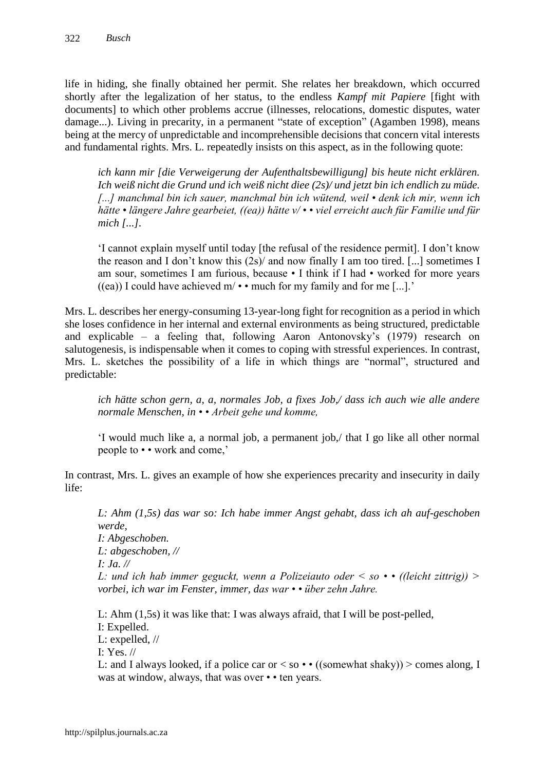life in hiding, she finally obtained her permit. She relates her breakdown, which occurred shortly after the legalization of her status, to the endless *Kampf mit Papiere* [fight with documents] to which other problems accrue (illnesses, relocations, domestic disputes, water damage...). Living in precarity, in a permanent "state of exception" (Agamben 1998), means being at the mercy of unpredictable and incomprehensible decisions that concern vital interests and fundamental rights. Mrs. L. repeatedly insists on this aspect, as in the following quote:

> *ich kann mir [die Verweigerung der Aufenthaltsbewilligung] bis heute nicht erklären. Ich weiß nicht die Grund und ich weiß nicht diee (2s)/ und jetzt bin ich endlich zu müde. [...] manchmal bin ich sauer, manchmal bin ich wütend, weil • denk ich mir, wenn ich hätte • längere Jahre gearbeiet, ((ea)) hätte v/ • • viel erreicht auch für Familie und für mich [...].*
>
> 'I cannot explain myself until today [the refusal of the residence permit]. I don't know the reason and I don't know this (2s)/ and now finally I am too tired. [...] sometimes I am sour, sometimes I am furious, because • I think if I had • worked for more years ((ea)) I could have achieved m/ • • much for my family and for me [...].'

Mrs. L. describes her energy-consuming 13-year-long fight for recognition as a period in which she loses confidence in her internal and external environments as being structured, predictable and explicable – a feeling that, following Aaron Antonovsky's (1979) research on salutogenesis, is indispensable when it comes to coping with stressful experiences. In contrast, Mrs. L. sketches the possibility of a life in which things are "normal", structured and predictable:

> *ich hätte schon gern, a, a, normales Job, a fixes Job,/ dass ich auch wie alle andere normale Menschen, in • • Arbeit gehe und komme,*
>
> 'I would much like a, a normal job, a permanent job,/ that I go like all other normal people to • • work and come,'

In contrast, Mrs. L. gives an example of how she experiences precarity and insecurity in daily life:

> *L: Ahm (1,5s) das war so: Ich habe immer Angst gehabt, dass ich ah auf-geschoben werde,*
> *I: Abgeschoben.*
> *L: abgeschoben, //*
> *I: Ja. //*
> *L: und ich hab immer geguckt, wenn a Polizeiauto oder < so • • ((leicht zittrig)) > vorbei, ich war im Fenster, immer, das war • • über zehn Jahre.*
>
> L: Ahm (1,5s) it was like that: I was always afraid, that I will be post-pelled,
> I: Expelled.
> L: expelled, //
> I: Yes. //
> L: and I always looked, if a police car or < so • • ((somewhat shaky)) > comes along, I was at window, always, that was over • • ten years.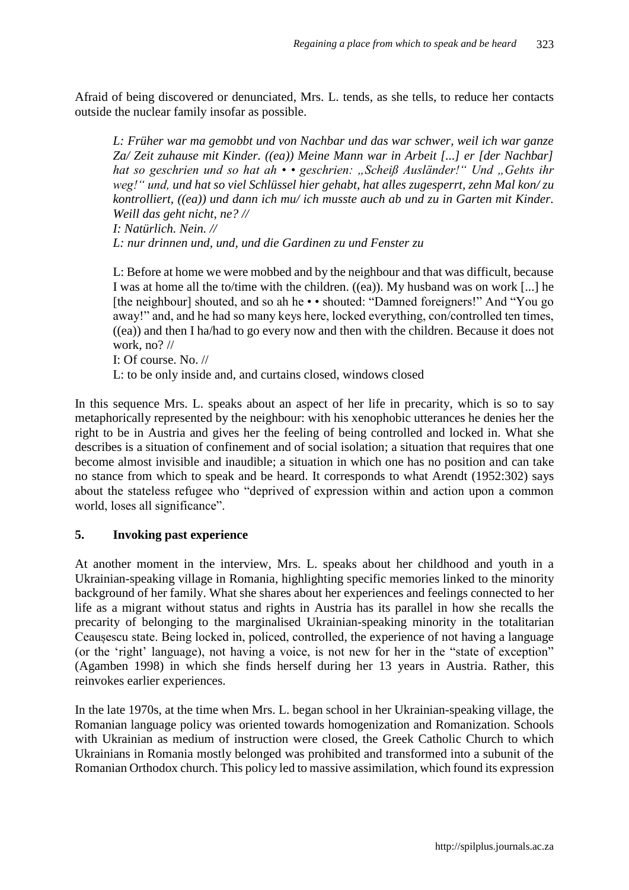Afraid of being discovered or denunciated, Mrs. L. tends, as she tells, to reduce her contacts outside the nuclear family insofar as possible.

> *L: Früher war ma gemobbt und von Nachbar und das war schwer, weil ich war ganze Za/ Zeit zuhause mit Kinder. ((ea)) Meine Mann war in Arbeit [...] er [der Nachbar] hat so geschrien und so hat ah • • geschrien: „Scheiß Ausländer!" Und „Gehts ihr weg!" und, und hat so viel Schlüssel hier gehabt, hat alles zugesperrt, zehn Mal kon/ zu kontrolliert, ((ea)) und dann ich mu/ ich musste auch ab und zu in Garten mit Kinder. Weill das geht nicht, ne? //*
> *I: Natürlich. Nein. //*
> *L: nur drinnen und, und, und die Gardinen zu und Fenster zu*
>
> L: Before at home we were mobbed and by the neighbour and that was difficult, because I was at home all the to/time with the children. ((ea)). My husband was on work [...] he [the neighbour] shouted, and so ah he • • shouted: "Damned foreigners!" And "You go away!" and, and he had so many keys here, locked everything, con/controlled ten times, ((ea)) and then I ha/had to go every now and then with the children. Because it does not work, no? //
> I: Of course. No. //
> L: to be only inside and, and curtains closed, windows closed

In this sequence Mrs. L. speaks about an aspect of her life in precarity, which is so to say metaphorically represented by the neighbour: with his xenophobic utterances he denies her the right to be in Austria and gives her the feeling of being controlled and locked in. What she describes is a situation of confinement and of social isolation; a situation that requires that one become almost invisible and inaudible; a situation in which one has no position and can take no stance from which to speak and be heard. It corresponds to what Arendt (1952:302) says about the stateless refugee who "deprived of expression within and action upon a common world, loses all significance".

## 5. Invoking past experience

At another moment in the interview, Mrs. L. speaks about her childhood and youth in a Ukrainian-speaking village in Romania, highlighting specific memories linked to the minority background of her family. What she shares about her experiences and feelings connected to her life as a migrant without status and rights in Austria has its parallel in how she recalls the precarity of belonging to the marginalised Ukrainian-speaking minority in the totalitarian Ceaușescu state. Being locked in, policed, controlled, the experience of not having a language (or the 'right' language), not having a voice, is not new for her in the "state of exception" (Agamben 1998) in which she finds herself during her 13 years in Austria. Rather, this reinvokes earlier experiences.

In the late 1970s, at the time when Mrs. L. began school in her Ukrainian-speaking village, the Romanian language policy was oriented towards homogenization and Romanization. Schools with Ukrainian as medium of instruction were closed, the Greek Catholic Church to which Ukrainians in Romania mostly belonged was prohibited and transformed into a subunit of the Romanian Orthodox church. This policy led to massive assimilation, which found its expression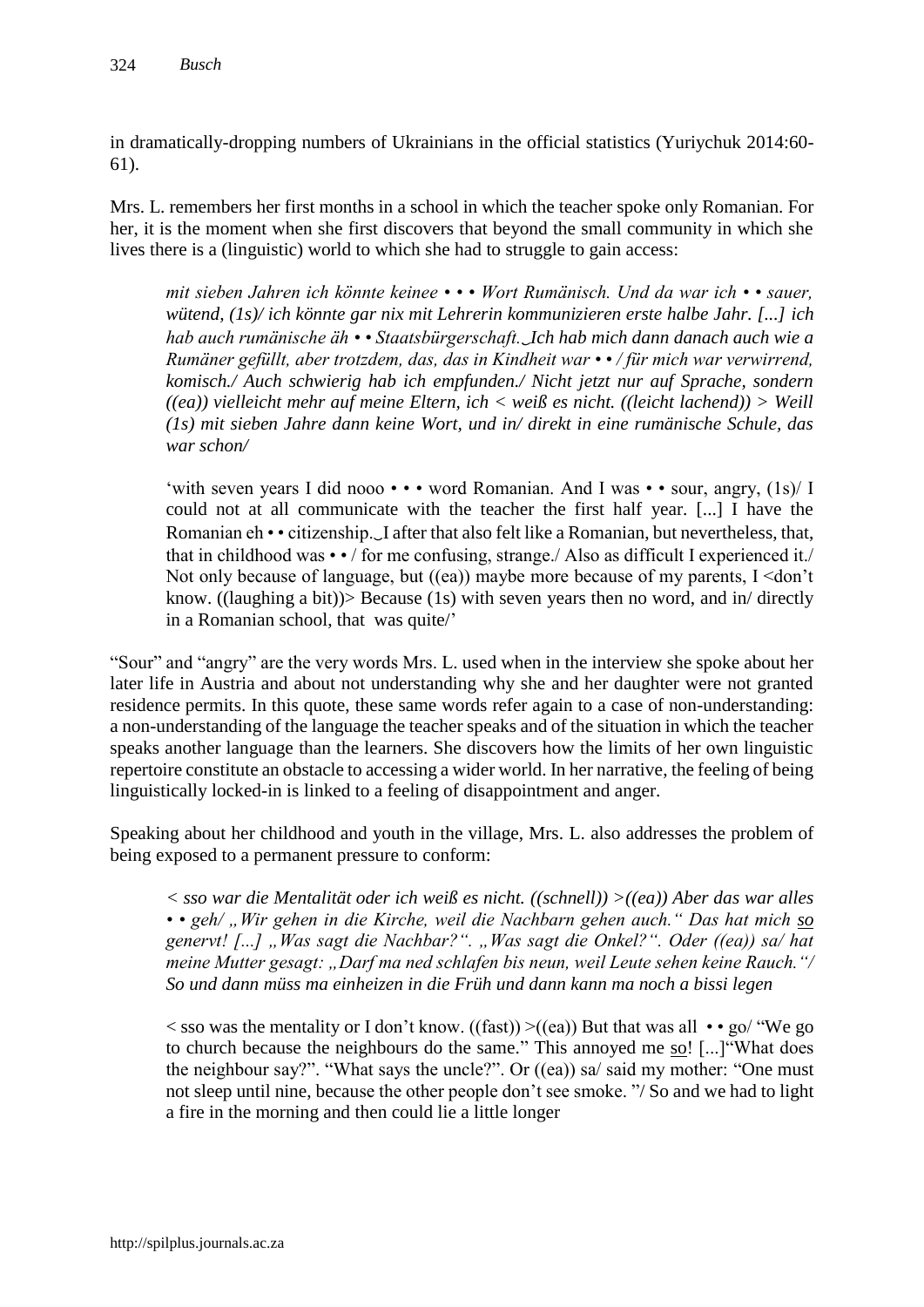in dramatically-dropping numbers of Ukrainians in the official statistics (Yuriychuk 2014:60-61).

Mrs. L. remembers her first months in a school in which the teacher spoke only Romanian. For her, it is the moment when she first discovers that beyond the small community in which she lives there is a (linguistic) world to which she had to struggle to gain access:

> *mit sieben Jahren ich könnte keinee • • • Wort Rumänisch. Und da war ich • • sauer, wütend, (1s)/ ich könnte gar nix mit Lehrerin kommunizieren erste halbe Jahr. [...] ich hab auch rumänische äh • • Staatsbürgerschaft.‿Ich hab mich dann danach auch wie a Rumäner gefüllt, aber trotzdem, das, das in Kindheit war • • / für mich war verwirrend, komisch./ Auch schwierig hab ich empfunden./ Nicht jetzt nur auf Sprache, sondern ((ea)) vielleicht mehr auf meine Eltern, ich < weiß es nicht. ((leicht lachend)) > Weill (1s) mit sieben Jahre dann keine Wort, und in/ direkt in eine rumänische Schule, das war schon/*
>
> 'with seven years I did nooo • • • word Romanian. And I was • • sour, angry, (1s)/ I could not at all communicate with the teacher the first half year. [...] I have the Romanian eh • • citizenship.‿I after that also felt like a Romanian, but nevertheless, that, that in childhood was • • / for me confusing, strange./ Also as difficult I experienced it./ Not only because of language, but ((ea)) maybe more because of my parents, I <don't know. ((laughing a bit))> Because (1s) with seven years then no word, and in/ directly in a Romanian school, that was quite/'

"Sour" and "angry" are the very words Mrs. L. used when in the interview she spoke about her later life in Austria and about not understanding why she and her daughter were not granted residence permits. In this quote, these same words refer again to a case of non-understanding: a non-understanding of the language the teacher speaks and of the situation in which the teacher speaks another language than the learners. She discovers how the limits of her own linguistic repertoire constitute an obstacle to accessing a wider world. In her narrative, the feeling of being linguistically locked-in is linked to a feeling of disappointment and anger.

Speaking about her childhood and youth in the village, Mrs. L. also addresses the problem of being exposed to a permanent pressure to conform:

> *< sso war die Mentalität oder ich weiß es nicht. ((schnell)) >((ea)) Aber das war alles • • geh/ „Wir gehen in die Kirche, weil die Nachbarn gehen auch." Das hat mich so genervt! [...] „Was sagt die Nachbar?". „Was sagt die Onkel?". Oder ((ea)) sa/ hat meine Mutter gesagt: „Darf ma ned schlafen bis neun, weil Leute sehen keine Rauch."/ So und dann müss ma einheizen in die Früh und dann kann ma noch a bissi legen*
>
> < sso was the mentality or I don't know. ((fast)) >((ea)) But that was all • • go/ "We go to church because the neighbours do the same." This annoyed me so! [...]"What does the neighbour say?". "What says the uncle?". Or ((ea)) sa/ said my mother: "One must not sleep until nine, because the other people don't see smoke. "/ So and we had to light a fire in the morning and then could lie a little longer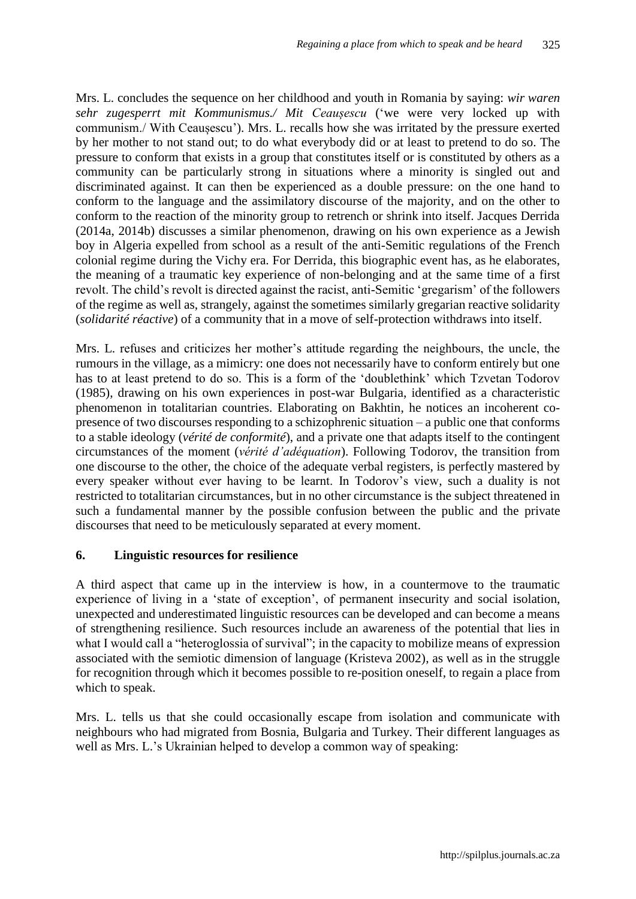Mrs. L. concludes the sequence on her childhood and youth in Romania by saying: *wir waren sehr zugesperrt mit Kommunismus./ Mit Ceaușescu* ('we were very locked up with communism./ With Ceaușescu'). Mrs. L. recalls how she was irritated by the pressure exerted by her mother to not stand out; to do what everybody did or at least to pretend to do so. The pressure to conform that exists in a group that constitutes itself or is constituted by others as a community can be particularly strong in situations where a minority is singled out and discriminated against. It can then be experienced as a double pressure: on the one hand to conform to the language and the assimilatory discourse of the majority, and on the other to conform to the reaction of the minority group to retrench or shrink into itself. Jacques Derrida (2014a, 2014b) discusses a similar phenomenon, drawing on his own experience as a Jewish boy in Algeria expelled from school as a result of the anti-Semitic regulations of the French colonial regime during the Vichy era. For Derrida, this biographic event has, as he elaborates, the meaning of a traumatic key experience of non-belonging and at the same time of a first revolt. The child's revolt is directed against the racist, anti-Semitic 'gregarism' of the followers of the regime as well as, strangely, against the sometimes similarly gregarian reactive solidarity (*solidarité réactive*) of a community that in a move of self-protection withdraws into itself.

Mrs. L. refuses and criticizes her mother's attitude regarding the neighbours, the uncle, the rumours in the village, as a mimicry: one does not necessarily have to conform entirely but one has to at least pretend to do so. This is a form of the 'doublethink' which Tzvetan Todorov (1985), drawing on his own experiences in post-war Bulgaria, identified as a characteristic phenomenon in totalitarian countries. Elaborating on Bakhtin, he notices an incoherent co-presence of two discourses responding to a schizophrenic situation – a public one that conforms to a stable ideology (*vérité de conformité*), and a private one that adapts itself to the contingent circumstances of the moment (*vérité d'adéquation*). Following Todorov, the transition from one discourse to the other, the choice of the adequate verbal registers, is perfectly mastered by every speaker without ever having to be learnt. In Todorov's view, such a duality is not restricted to totalitarian circumstances, but in no other circumstance is the subject threatened in such a fundamental manner by the possible confusion between the public and the private discourses that need to be meticulously separated at every moment.

## 6. Linguistic resources for resilience

A third aspect that came up in the interview is how, in a countermove to the traumatic experience of living in a 'state of exception', of permanent insecurity and social isolation, unexpected and underestimated linguistic resources can be developed and can become a means of strengthening resilience. Such resources include an awareness of the potential that lies in what I would call a "heteroglossia of survival"; in the capacity to mobilize means of expression associated with the semiotic dimension of language (Kristeva 2002), as well as in the struggle for recognition through which it becomes possible to re-position oneself, to regain a place from which to speak.

Mrs. L. tells us that she could occasionally escape from isolation and communicate with neighbours who had migrated from Bosnia, Bulgaria and Turkey. Their different languages as well as Mrs. L.'s Ukrainian helped to develop a common way of speaking: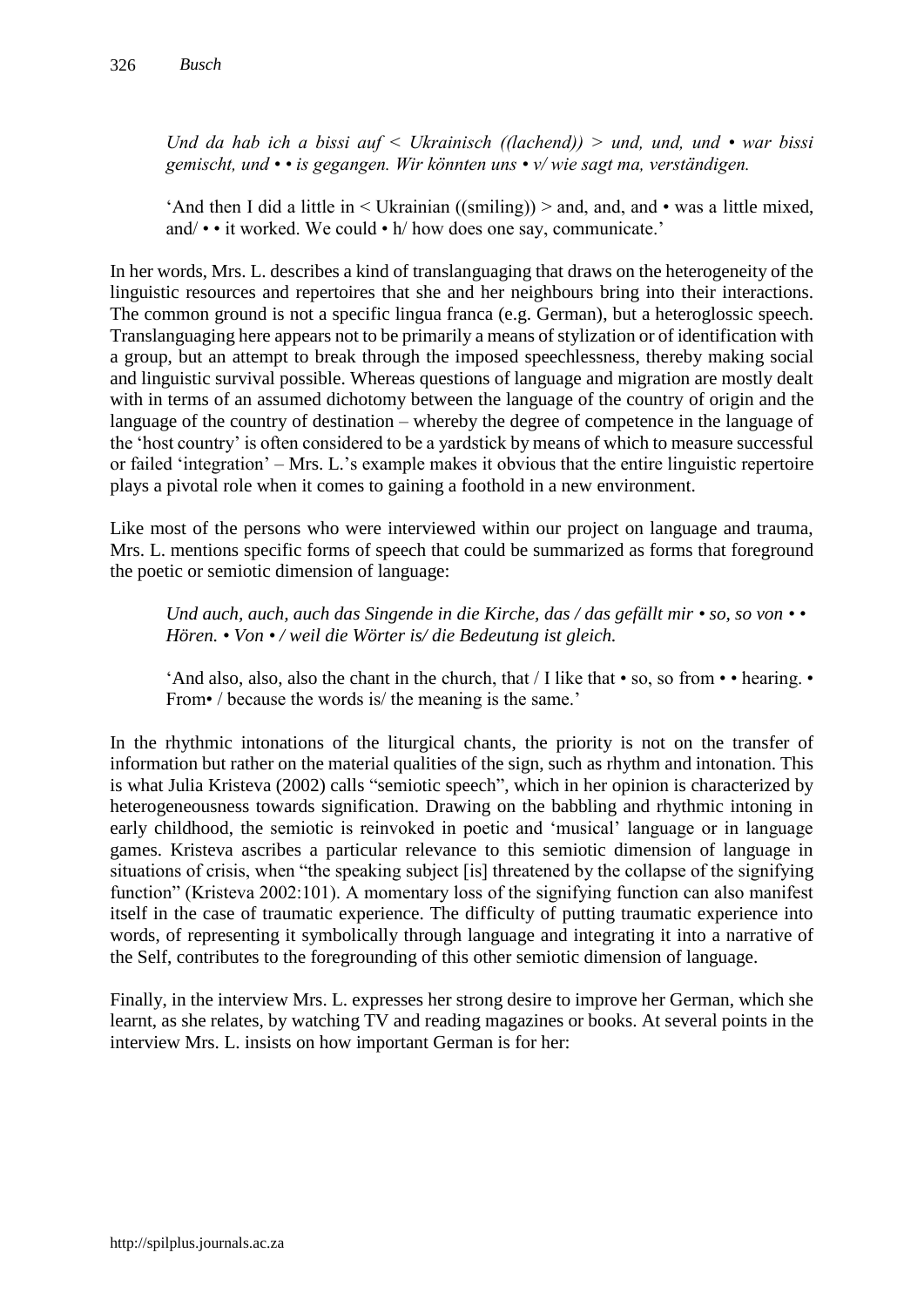> *Und da hab ich a bissi auf < Ukrainisch ((lachend)) > und, und, und • war bissi gemischt, und • • is gegangen. Wir könnten uns • v/ wie sagt ma, verständigen.*
>
> 'And then I did a little in < Ukrainian ((smiling)) > and, and, and • was a little mixed, and/ • • it worked. We could • h/ how does one say, communicate.'

In her words, Mrs. L. describes a kind of translanguaging that draws on the heterogeneity of the linguistic resources and repertoires that she and her neighbours bring into their interactions. The common ground is not a specific lingua franca (e.g. German), but a heteroglossic speech. Translanguaging here appears not to be primarily a means of stylization or of identification with a group, but an attempt to break through the imposed speechlessness, thereby making social and linguistic survival possible. Whereas questions of language and migration are mostly dealt with in terms of an assumed dichotomy between the language of the country of origin and the language of the country of destination – whereby the degree of competence in the language of the 'host country' is often considered to be a yardstick by means of which to measure successful or failed 'integration' – Mrs. L.'s example makes it obvious that the entire linguistic repertoire plays a pivotal role when it comes to gaining a foothold in a new environment.

Like most of the persons who were interviewed within our project on language and trauma, Mrs. L. mentions specific forms of speech that could be summarized as forms that foreground the poetic or semiotic dimension of language:

> *Und auch, auch, auch das Singende in die Kirche, das / das gefällt mir • so, so von • • Hören. • Von • / weil die Wörter is/ die Bedeutung ist gleich.*
>
> 'And also, also, also the chant in the church, that / I like that • so, so from • • hearing. • From• / because the words is/ the meaning is the same.'

In the rhythmic intonations of the liturgical chants, the priority is not on the transfer of information but rather on the material qualities of the sign, such as rhythm and intonation. This is what Julia Kristeva (2002) calls "semiotic speech", which in her opinion is characterized by heterogeneousness towards signification. Drawing on the babbling and rhythmic intoning in early childhood, the semiotic is reinvoked in poetic and 'musical' language or in language games. Kristeva ascribes a particular relevance to this semiotic dimension of language in situations of crisis, when "the speaking subject [is] threatened by the collapse of the signifying function" (Kristeva 2002:101). A momentary loss of the signifying function can also manifest itself in the case of traumatic experience. The difficulty of putting traumatic experience into words, of representing it symbolically through language and integrating it into a narrative of the Self, contributes to the foregrounding of this other semiotic dimension of language.

Finally, in the interview Mrs. L. expresses her strong desire to improve her German, which she learnt, as she relates, by watching TV and reading magazines or books. At several points in the interview Mrs. L. insists on how important German is for her: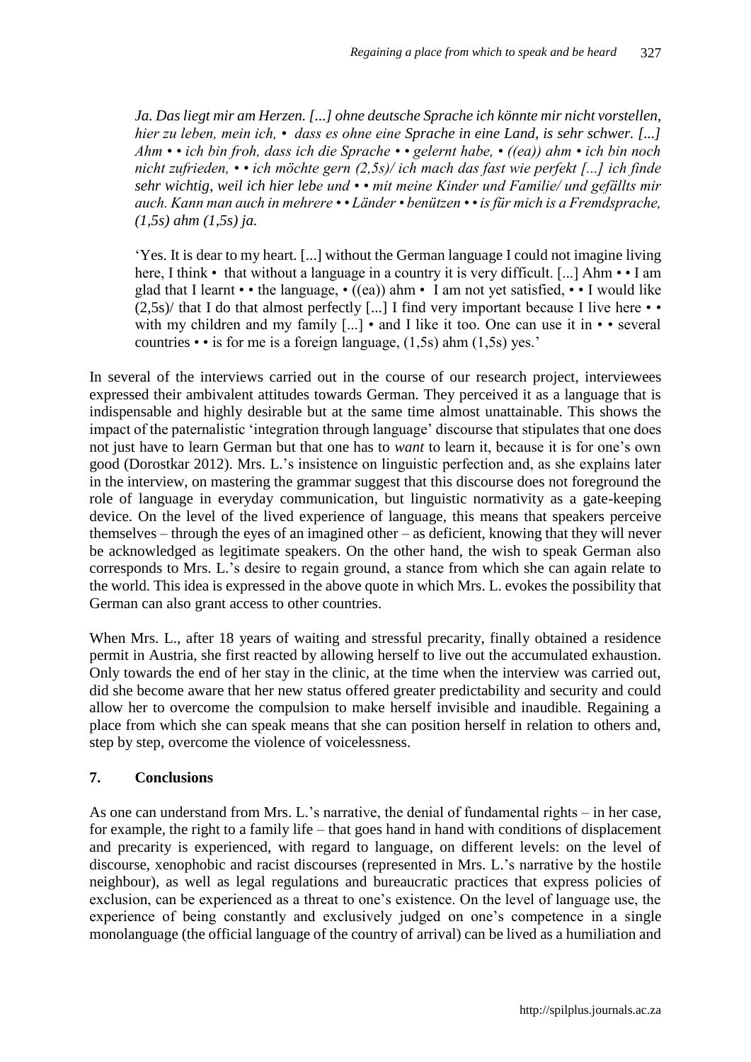*Ja. Das liegt mir am Herzen. [...] ohne deutsche Sprache ich könnte mir nicht vorstellen, hier zu leben, mein ich, • dass es ohne eine Sprache in eine Land, is sehr schwer. [...] Ahm • • ich bin froh, dass ich die Sprache • • gelernt habe, • ((ea)) ahm • ich bin noch nicht zufrieden, • • ich möchte gern (2,5s)/ ich mach das fast wie perfekt [...] ich finde sehr wichtig, weil ich hier lebe und • • mit meine Kinder und Familie/ und gefällts mir auch. Kann man auch in mehrere • • Länder • benützen • • is für mich is a Fremdsprache, (1,5s) ahm (1,5s) ja.*

'Yes. It is dear to my heart. [...] without the German language I could not imagine living here, I think • that without a language in a country it is very difficult. [...] Ahm • • I am glad that I learnt • • the language, • ((ea)) ahm • I am not yet satisfied, • • I would like (2,5s)/ that I do that almost perfectly [...] I find very important because I live here • • with my children and my family [...] • and I like it too. One can use it in • • several countries • • is for me is a foreign language, (1,5s) ahm (1,5s) yes.'

In several of the interviews carried out in the course of our research project, interviewees expressed their ambivalent attitudes towards German. They perceived it as a language that is indispensable and highly desirable but at the same time almost unattainable. This shows the impact of the paternalistic 'integration through language' discourse that stipulates that one does not just have to learn German but that one has to *want* to learn it, because it is for one's own good (Dorostkar 2012). Mrs. L.'s insistence on linguistic perfection and, as she explains later in the interview, on mastering the grammar suggest that this discourse does not foreground the role of language in everyday communication, but linguistic normativity as a gate-keeping device. On the level of the lived experience of language, this means that speakers perceive themselves – through the eyes of an imagined other – as deficient, knowing that they will never be acknowledged as legitimate speakers. On the other hand, the wish to speak German also corresponds to Mrs. L.'s desire to regain ground, a stance from which she can again relate to the world. This idea is expressed in the above quote in which Mrs. L. evokes the possibility that German can also grant access to other countries.

When Mrs. L., after 18 years of waiting and stressful precarity, finally obtained a residence permit in Austria, she first reacted by allowing herself to live out the accumulated exhaustion. Only towards the end of her stay in the clinic, at the time when the interview was carried out, did she become aware that her new status offered greater predictability and security and could allow her to overcome the compulsion to make herself invisible and inaudible. Regaining a place from which she can speak means that she can position herself in relation to others and, step by step, overcome the violence of voicelessness.

## 7. Conclusions

As one can understand from Mrs. L.'s narrative, the denial of fundamental rights – in her case, for example, the right to a family life – that goes hand in hand with conditions of displacement and precarity is experienced, with regard to language, on different levels: on the level of discourse, xenophobic and racist discourses (represented in Mrs. L.'s narrative by the hostile neighbour), as well as legal regulations and bureaucratic practices that express policies of exclusion, can be experienced as a threat to one's existence. On the level of language use, the experience of being constantly and exclusively judged on one's competence in a single monolanguage (the official language of the country of arrival) can be lived as a humiliation and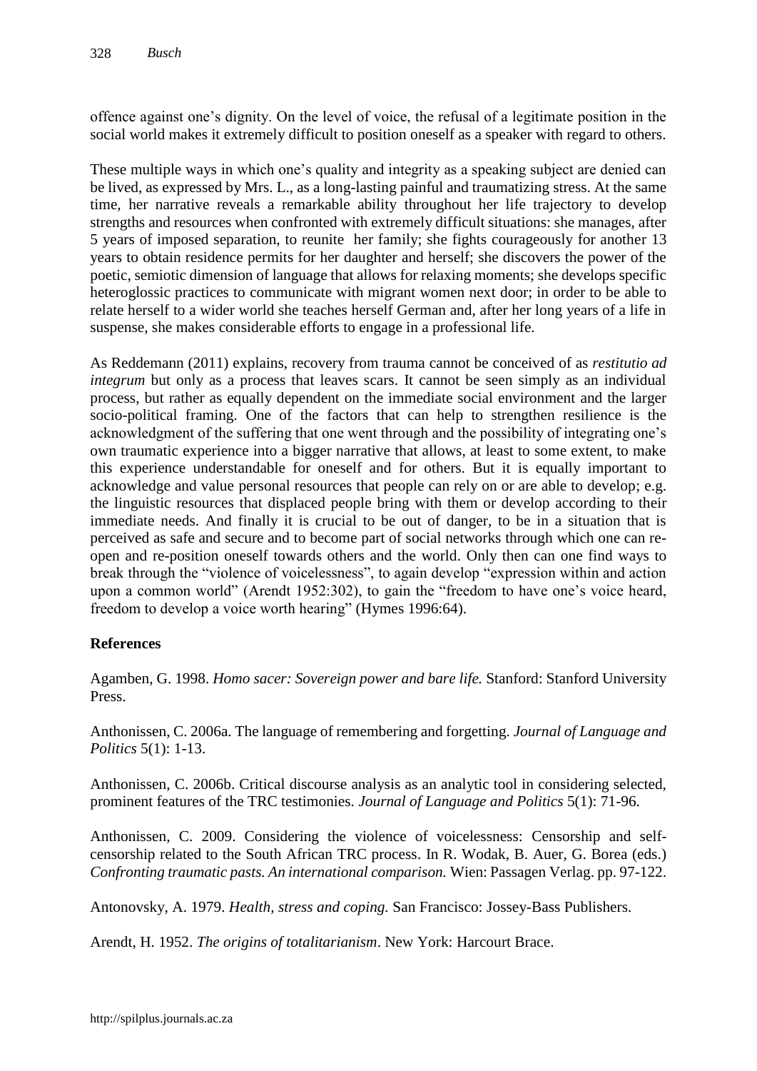offence against one's dignity. On the level of voice, the refusal of a legitimate position in the social world makes it extremely difficult to position oneself as a speaker with regard to others.

These multiple ways in which one's quality and integrity as a speaking subject are denied can be lived, as expressed by Mrs. L., as a long-lasting painful and traumatizing stress. At the same time, her narrative reveals a remarkable ability throughout her life trajectory to develop strengths and resources when confronted with extremely difficult situations: she manages, after 5 years of imposed separation, to reunite her family; she fights courageously for another 13 years to obtain residence permits for her daughter and herself; she discovers the power of the poetic, semiotic dimension of language that allows for relaxing moments; she develops specific heteroglossic practices to communicate with migrant women next door; in order to be able to relate herself to a wider world she teaches herself German and, after her long years of a life in suspense, she makes considerable efforts to engage in a professional life.

As Reddemann (2011) explains, recovery from trauma cannot be conceived of as *restitutio ad integrum* but only as a process that leaves scars. It cannot be seen simply as an individual process, but rather as equally dependent on the immediate social environment and the larger socio-political framing. One of the factors that can help to strengthen resilience is the acknowledgment of the suffering that one went through and the possibility of integrating one's own traumatic experience into a bigger narrative that allows, at least to some extent, to make this experience understandable for oneself and for others. But it is equally important to acknowledge and value personal resources that people can rely on or are able to develop; e.g. the linguistic resources that displaced people bring with them or develop according to their immediate needs. And finally it is crucial to be out of danger, to be in a situation that is perceived as safe and secure and to become part of social networks through which one can re-open and re-position oneself towards others and the world. Only then can one find ways to break through the "violence of voicelessness", to again develop "expression within and action upon a common world" (Arendt 1952:302), to gain the "freedom to have one's voice heard, freedom to develop a voice worth hearing" (Hymes 1996:64).

## References

Agamben, G. 1998. *Homo sacer: Sovereign power and bare life.* Stanford: Stanford University Press.

Anthonissen, C. 2006a. The language of remembering and forgetting. *Journal of Language and Politics* 5(1): 1-13.

Anthonissen, C. 2006b. Critical discourse analysis as an analytic tool in considering selected, prominent features of the TRC testimonies. *Journal of Language and Politics* 5(1): 71-96.

Anthonissen, C. 2009. Considering the violence of voicelessness: Censorship and self-censorship related to the South African TRC process. In R. Wodak, B. Auer, G. Borea (eds.) *Confronting traumatic pasts. An international comparison.* Wien: Passagen Verlag. pp. 97-122.

Antonovsky, A. 1979. *Health, stress and coping.* San Francisco: Jossey-Bass Publishers.

Arendt, H. 1952. *The origins of totalitarianism*. New York: Harcourt Brace.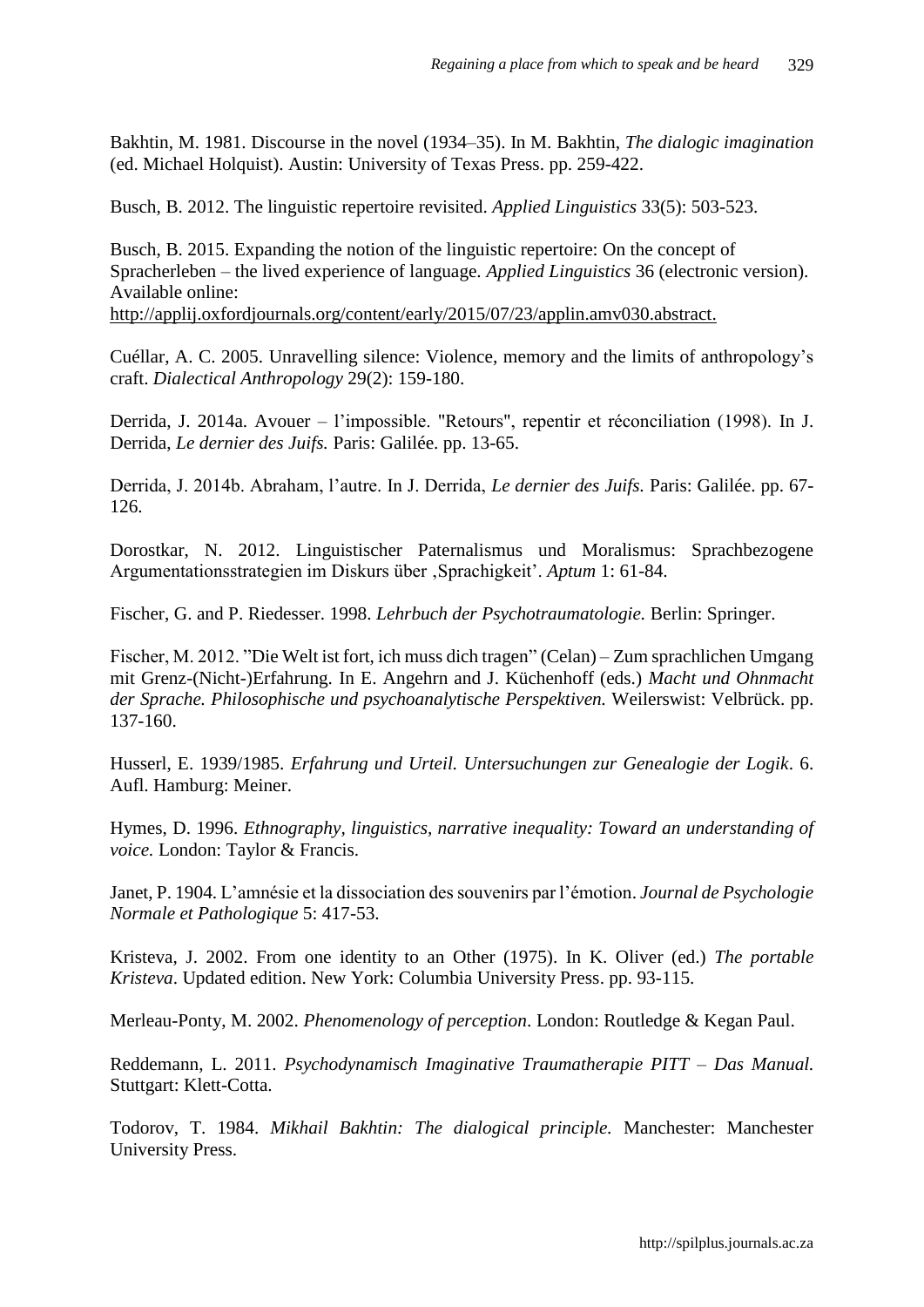Bakhtin, M. 1981. Discourse in the novel (1934–35). In M. Bakhtin, *The dialogic imagination* (ed. Michael Holquist). Austin: University of Texas Press. pp. 259-422.

Busch, B. 2012. The linguistic repertoire revisited. *Applied Linguistics* 33(5): 503-523.

Busch, B. 2015. Expanding the notion of the linguistic repertoire: On the concept of Spracherleben – the lived experience of language. *Applied Linguistics* 36 (electronic version). Available online: http://applij.oxfordjournals.org/content/early/2015/07/23/applin.amv030.abstract.

Cuéllar, A. C. 2005. Unravelling silence: Violence, memory and the limits of anthropology's craft. *Dialectical Anthropology* 29(2): 159-180.

Derrida, J. 2014a. Avouer – l'impossible. "Retours", repentir et réconciliation (1998). In J. Derrida, *Le dernier des Juifs.* Paris: Galilée. pp. 13-65.

Derrida, J. 2014b. Abraham, l'autre. In J. Derrida, *Le dernier des Juifs.* Paris: Galilée. pp. 67-126.

Dorostkar, N. 2012. Linguistischer Paternalismus und Moralismus: Sprachbezogene Argumentationsstrategien im Diskurs über ‚Sprachigkeit'. *Aptum* 1: 61-84.

Fischer, G. and P. Riedesser. 1998. *Lehrbuch der Psychotraumatologie.* Berlin: Springer.

Fischer, M. 2012. "Die Welt ist fort, ich muss dich tragen" (Celan) – Zum sprachlichen Umgang mit Grenz-(Nicht-)Erfahrung. In E. Angehrn and J. Küchenhoff (eds.) *Macht und Ohnmacht der Sprache. Philosophische und psychoanalytische Perspektiven.* Weilerswist: Velbrück. pp. 137-160.

Husserl, E. 1939/1985. *Erfahrung und Urteil. Untersuchungen zur Genealogie der Logik*. 6. Aufl. Hamburg: Meiner.

Hymes, D. 1996. *Ethnography, linguistics, narrative inequality: Toward an understanding of voice.* London: Taylor & Francis.

Janet, P. 1904. L'amnésie et la dissociation des souvenirs par l'émotion. *Journal de Psychologie Normale et Pathologique* 5: 417-53.

Kristeva, J. 2002. From one identity to an Other (1975). In K. Oliver (ed.) *The portable Kristeva*. Updated edition. New York: Columbia University Press. pp. 93-115.

Merleau-Ponty, M. 2002. *Phenomenology of perception*. London: Routledge & Kegan Paul.

Reddemann, L. 2011. *Psychodynamisch Imaginative Traumatherapie PITT – Das Manual.* Stuttgart: Klett-Cotta.

Todorov, T. 1984. *Mikhail Bakhtin: The dialogical principle.* Manchester: Manchester University Press.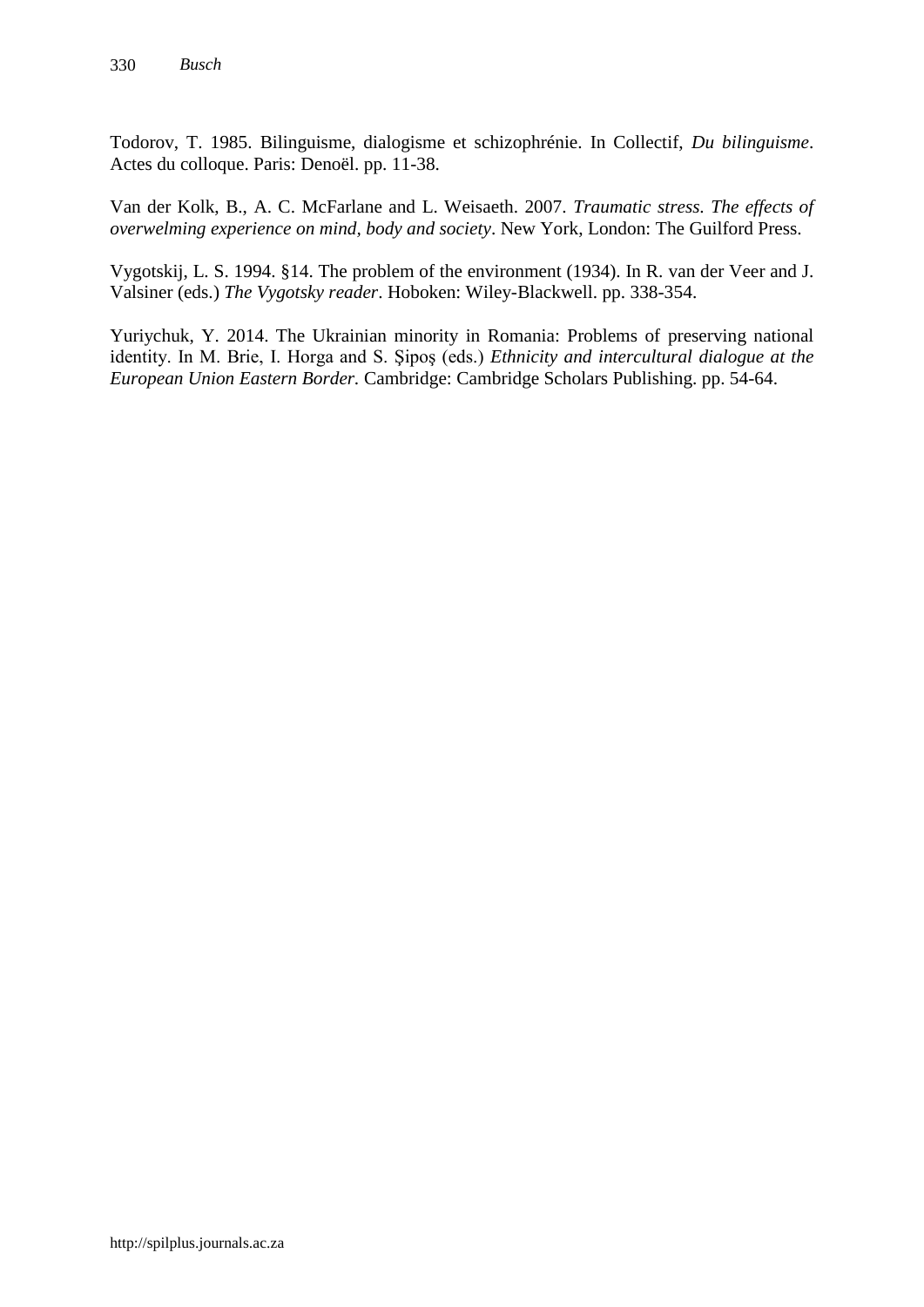Todorov, T. 1985. Bilinguisme, dialogisme et schizophrénie. In Collectif, *Du bilinguisme*. Actes du colloque. Paris: Denoël. pp. 11-38.

Van der Kolk, B., A. C. McFarlane and L. Weisaeth. 2007. *Traumatic stress. The effects of overwelming experience on mind, body and society*. New York, London: The Guilford Press.

Vygotskij, L. S. 1994. §14. The problem of the environment (1934). In R. van der Veer and J. Valsiner (eds.) *The Vygotsky reader*. Hoboken: Wiley-Blackwell. pp. 338-354.

Yuriychuk, Y. 2014. The Ukrainian minority in Romania: Problems of preserving national identity. In M. Brie, I. Horga and S. Şipoş (eds.) *Ethnicity and intercultural dialogue at the European Union Eastern Border*. Cambridge: Cambridge Scholars Publishing. pp. 54-64.